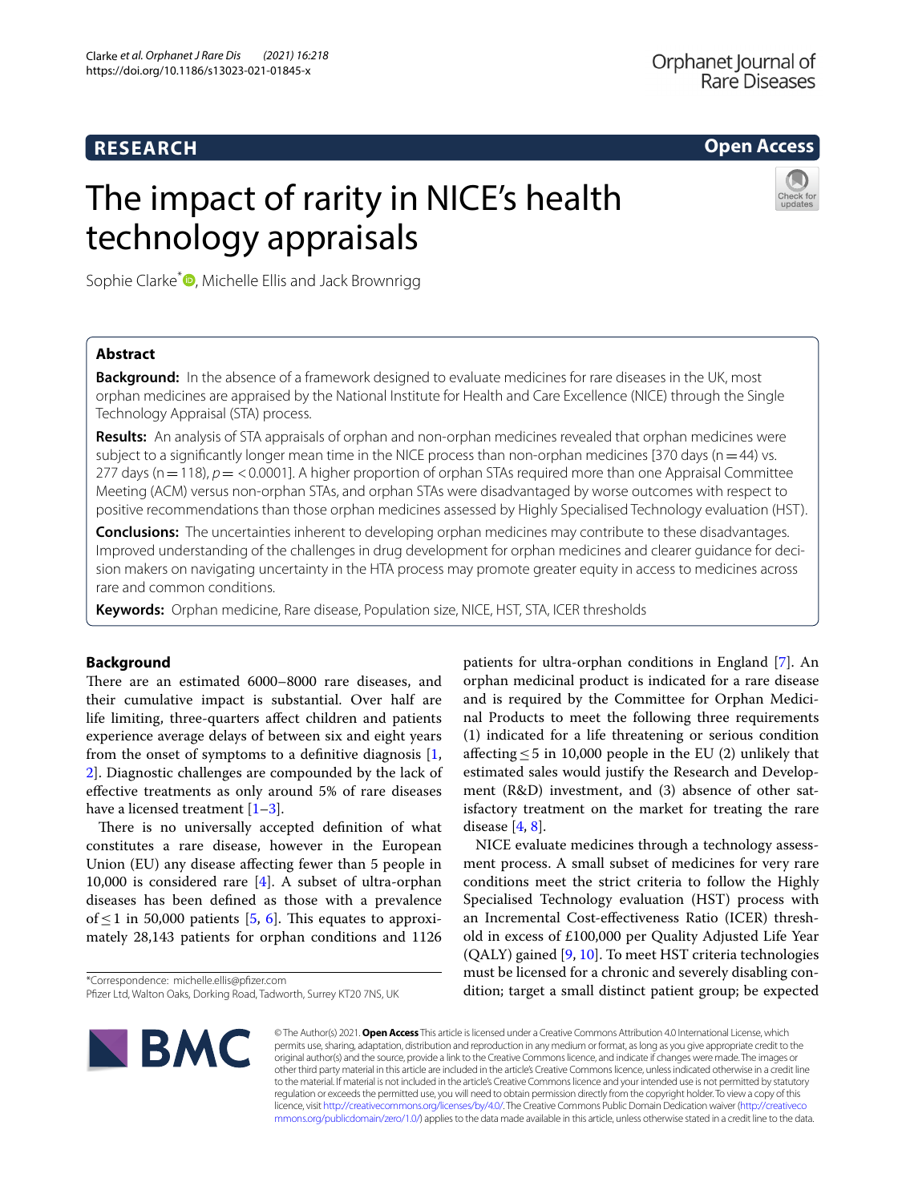RESEARCH

Open Access

# The impact of rarity in NICE's health technology appraisals

Sophie Clarke*, Michelle Ellis and Jack Brownrigg

## Abstract

**Background:** In the absence of a framework designed to evaluate medicines for rare diseases in the UK, most orphan medicines are appraised by the National Institute for Health and Care Excellence (NICE) through the Single Technology Appraisal (STA) process.

**Results:** An analysis of STA appraisals of orphan and non-orphan medicines revealed that orphan medicines were subject to a significantly longer mean time in the NICE process than non-orphan medicines [370 days (n = 44) vs. 277 days (n = 118), $p = < 0.0001$]. A higher proportion of orphan STAs required more than one Appraisal Committee Meeting (ACM) versus non-orphan STAs, and orphan STAs were disadvantaged by worse outcomes with respect to positive recommendations than those orphan medicines assessed by Highly Specialised Technology evaluation (HST).

**Conclusions:** The uncertainties inherent to developing orphan medicines may contribute to these disadvantages. Improved understanding of the challenges in drug development for orphan medicines and clearer guidance for decision makers on navigating uncertainty in the HTA process may promote greater equity in access to medicines across rare and common conditions.

**Keywords:** Orphan medicine, Rare disease, Population size, NICE, HST, STA, ICER thresholds

## Background

There are an estimated 6000–8000 rare diseases, and their cumulative impact is substantial. Over half are life limiting, three-quarters affect children and patients experience average delays of between six and eight years from the onset of symptoms to a definitive diagnosis [1, 2]. Diagnostic challenges are compounded by the lack of effective treatments as only around 5% of rare diseases have a licensed treatment [1–3].

There is no universally accepted definition of what constitutes a rare disease, however in the European Union (EU) any disease affecting fewer than 5 people in 10,000 is considered rare [4]. A subset of ultra-orphan diseases has been defined as those with a prevalence of $\leq 1$ in 50,000 patients [5, 6]. This equates to approximately 28,143 patients for orphan conditions and 1126 patients for ultra-orphan conditions in England [7]. An orphan medicinal product is indicated for a rare disease and is required by the Committee for Orphan Medicinal Products to meet the following three requirements (1) indicated for a life threatening or serious condition affecting $\leq 5$ in 10,000 people in the EU (2) unlikely that estimated sales would justify the Research and Development (R&D) investment, and (3) absence of other satisfactory treatment on the market for treating the rare disease [4, 8].

NICE evaluate medicines through a technology assessment process. A small subset of medicines for very rare conditions meet the strict criteria to follow the Highly Specialised Technology evaluation (HST) process with an Incremental Cost-effectiveness Ratio (ICER) threshold in excess of £100,000 per Quality Adjusted Life Year (QALY) gained [9, 10]. To meet HST criteria technologies must be licensed for a chronic and severely disabling condition; target a small distinct patient group; be expected

*Correspondence: michelle.ellis@pfizer.com
Pfizer Ltd, Walton Oaks, Dorking Road, Tadworth, Surrey KT20 7NS, UK

© The Author(s) 2021. **Open Access** This article is licensed under a Creative Commons Attribution 4.0 International License, which permits use, sharing, adaptation, distribution and reproduction in any medium or format, as long as you give appropriate credit to the original author(s) and the source, provide a link to the Creative Commons licence, and indicate if changes were made. The images or other third party material in this article are included in the article's Creative Commons licence, unless indicated otherwise in a credit line to the material. If material is not included in the article's Creative Commons licence and your intended use is not permitted by statutory regulation or exceeds the permitted use, you will need to obtain permission directly from the copyright holder. To view a copy of this licence, visit http://creativecommons.org/licenses/by/4.0/. The Creative Commons Public Domain Dedication waiver (http://creativecommons.org/publicdomain/zero/1.0/) applies to the data made available in this article, unless otherwise stated in a credit line to the data.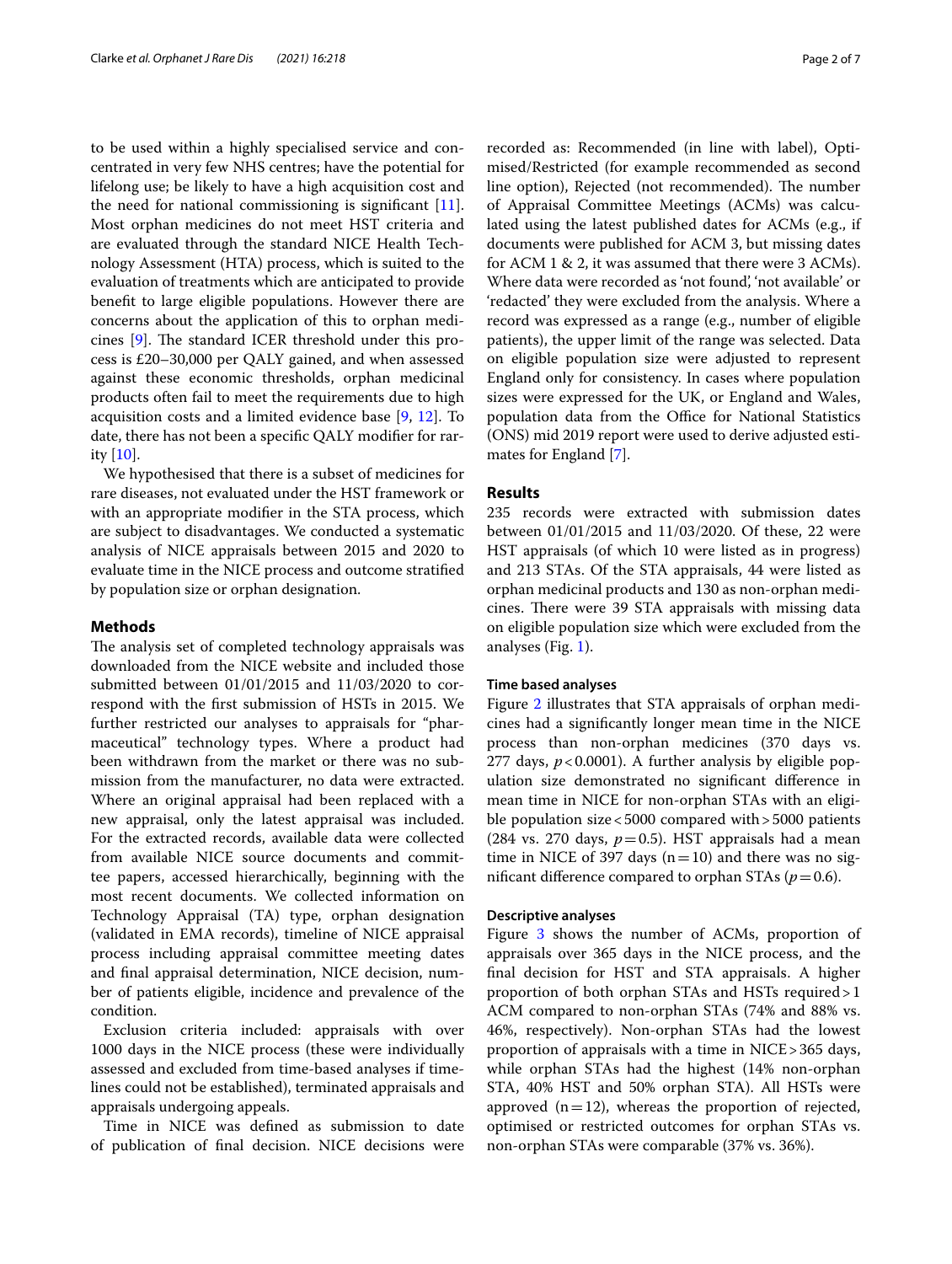to be used within a highly specialised service and concentrated in very few NHS centres; have the potential for lifelong use; be likely to have a high acquisition cost and the need for national commissioning is significant [11]. Most orphan medicines do not meet HST criteria and are evaluated through the standard NICE Health Technology Assessment (HTA) process, which is suited to the evaluation of treatments which are anticipated to provide benefit to large eligible populations. However there are concerns about the application of this to orphan medicines [9]. The standard ICER threshold under this process is £20–30,000 per QALY gained, and when assessed against these economic thresholds, orphan medicinal products often fail to meet the requirements due to high acquisition costs and a limited evidence base [9, 12]. To date, there has not been a specific QALY modifier for rarity [10].

We hypothesised that there is a subset of medicines for rare diseases, not evaluated under the HST framework or with an appropriate modifier in the STA process, which are subject to disadvantages. We conducted a systematic analysis of NICE appraisals between 2015 and 2020 to evaluate time in the NICE process and outcome stratified by population size or orphan designation.

## Methods

The analysis set of completed technology appraisals was downloaded from the NICE website and included those submitted between 01/01/2015 and 11/03/2020 to correspond with the first submission of HSTs in 2015. We further restricted our analyses to appraisals for "pharmaceutical" technology types. Where a product had been withdrawn from the market or there was no submission from the manufacturer, no data were extracted. Where an original appraisal had been replaced with a new appraisal, only the latest appraisal was included. For the extracted records, available data were collected from available NICE source documents and committee papers, accessed hierarchically, beginning with the most recent documents. We collected information on Technology Appraisal (TA) type, orphan designation (validated in EMA records), timeline of NICE appraisal process including appraisal committee meeting dates and final appraisal determination, NICE decision, number of patients eligible, incidence and prevalence of the condition.

Exclusion criteria included: appraisals with over 1000 days in the NICE process (these were individually assessed and excluded from time-based analyses if timelines could not be established), terminated appraisals and appraisals undergoing appeals.

Time in NICE was defined as submission to date of publication of final decision. NICE decisions were recorded as: Recommended (in line with label), Optimised/Restricted (for example recommended as second line option), Rejected (not recommended). The number of Appraisal Committee Meetings (ACMs) was calculated using the latest published dates for ACMs (e.g., if documents were published for ACM 3, but missing dates for ACM 1 & 2, it was assumed that there were 3 ACMs). Where data were recorded as 'not found', 'not available' or 'redacted' they were excluded from the analysis. Where a record was expressed as a range (e.g., number of eligible patients), the upper limit of the range was selected. Data on eligible population size were adjusted to represent England only for consistency. In cases where population sizes were expressed for the UK, or England and Wales, population data from the Office for National Statistics (ONS) mid 2019 report were used to derive adjusted estimates for England [7].

## Results

235 records were extracted with submission dates between 01/01/2015 and 11/03/2020. Of these, 22 were HST appraisals (of which 10 were listed as in progress) and 213 STAs. Of the STA appraisals, 44 were listed as orphan medicinal products and 130 as non-orphan medicines. There were 39 STA appraisals with missing data on eligible population size which were excluded from the analyses (Fig. 1).

### Time based analyses

Figure 2 illustrates that STA appraisals of orphan medicines had a significantly longer mean time in the NICE process than non-orphan medicines (370 days vs. 277 days, $p < 0.0001$). A further analysis by eligible population size demonstrated no significant difference in mean time in NICE for non-orphan STAs with an eligible population size < 5000 compared with > 5000 patients (284 vs. 270 days, $p = 0.5$). HST appraisals had a mean time in NICE of 397 days ($n = 10$) and there was no significant difference compared to orphan STAs ($p = 0.6$).

### Descriptive analyses

Figure 3 shows the number of ACMs, proportion of appraisals over 365 days in the NICE process, and the final decision for HST and STA appraisals. A higher proportion of both orphan STAs and HSTs required > 1 ACM compared to non-orphan STAs (74% and 88% vs. 46%, respectively). Non-orphan STAs had the lowest proportion of appraisals with a time in NICE > 365 days, while orphan STAs had the highest (14% non-orphan STA, 40% HST and 50% orphan STA). All HSTs were approved ($n = 12$), whereas the proportion of rejected, optimised or restricted outcomes for orphan STAs vs. non-orphan STAs were comparable (37% vs. 36%).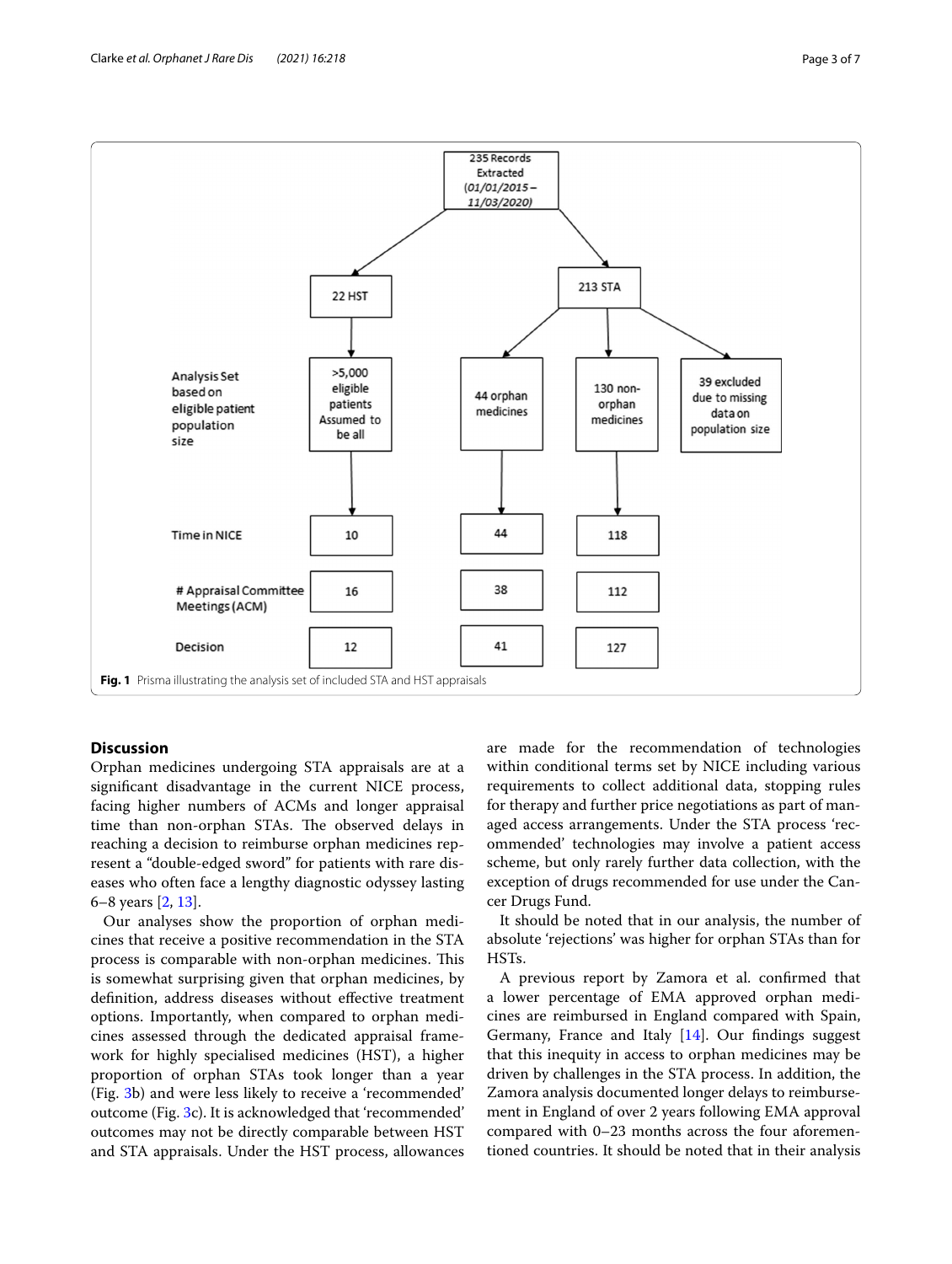235 Records Extracted (01/01/2015 – 11/03/2020)

22 HST

213 STA

Analysis Set based on eligible patient population size

>5,000 eligible patients Assumed to be all

44 orphan medicines

130 non-orphan medicines

39 excluded due to missing data on population size

| | HST | Orphan STA | Non-orphan STA |
|---|---|---|---|
| Time in NICE | 10 | 44 | 118 |
| # Appraisal Committee Meetings (ACM) | 16 | 38 | 112 |
| Decision | 12 | 41 | 127 |

**Fig. 1** Prisma illustrating the analysis set of included STA and HST appraisals

## Discussion

Orphan medicines undergoing STA appraisals are at a significant disadvantage in the current NICE process, facing higher numbers of ACMs and longer appraisal time than non-orphan STAs. The observed delays in reaching a decision to reimburse orphan medicines represent a "double-edged sword" for patients with rare diseases who often face a lengthy diagnostic odyssey lasting 6–8 years [2, 13].

Our analyses show the proportion of orphan medicines that receive a positive recommendation in the STA process is comparable with non-orphan medicines. This is somewhat surprising given that orphan medicines, by definition, address diseases without effective treatment options. Importantly, when compared to orphan medicines assessed through the dedicated appraisal framework for highly specialised medicines (HST), a higher proportion of orphan STAs took longer than a year (Fig. 3b) and were less likely to receive a 'recommended' outcome (Fig. 3c). It is acknowledged that 'recommended' outcomes may not be directly comparable between HST and STA appraisals. Under the HST process, allowances are made for the recommendation of technologies within conditional terms set by NICE including various requirements to collect additional data, stopping rules for therapy and further price negotiations as part of managed access arrangements. Under the STA process 'recommended' technologies may involve a patient access scheme, but only rarely further data collection, with the exception of drugs recommended for use under the Cancer Drugs Fund.

It should be noted that in our analysis, the number of absolute 'rejections' was higher for orphan STAs than for HSTs.

A previous report by Zamora et al. confirmed that a lower percentage of EMA approved orphan medicines are reimbursed in England compared with Spain, Germany, France and Italy [14]. Our findings suggest that this inequity in access to orphan medicines may be driven by challenges in the STA process. In addition, the Zamora analysis documented longer delays to reimbursement in England of over 2 years following EMA approval compared with 0–23 months across the four aforementioned countries. It should be noted that in their analysis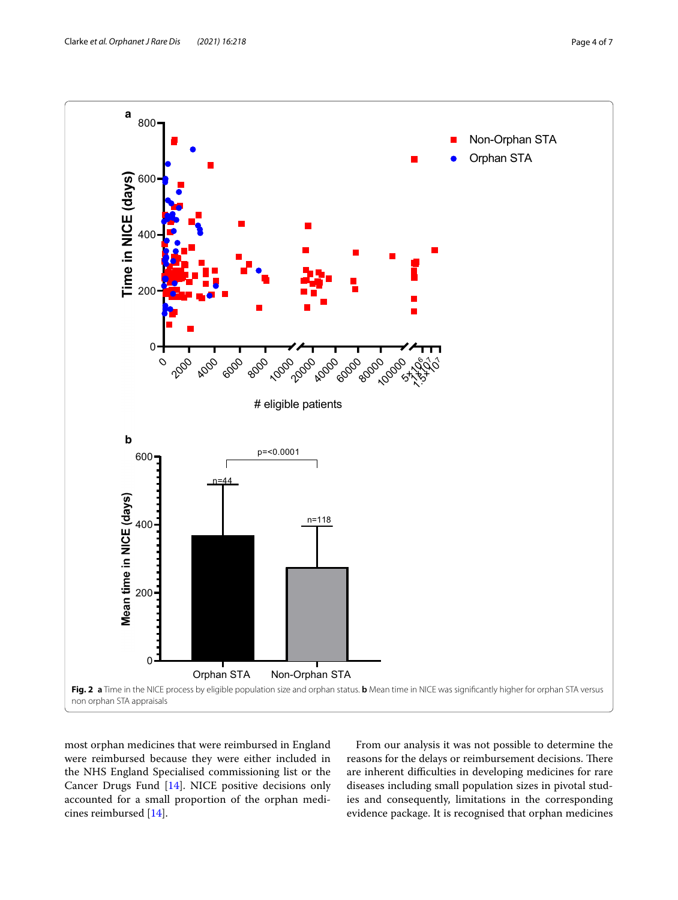**Fig. 2** **a** Time in the NICE process by eligible population size and orphan status. **b** Mean time in NICE was significantly higher for orphan STA versus non orphan STA appraisals

most orphan medicines that were reimbursed in England were reimbursed because they were either included in the NHS England Specialised commissioning list or the Cancer Drugs Fund [14]. NICE positive decisions only accounted for a small proportion of the orphan medicines reimbursed [14].

From our analysis it was not possible to determine the reasons for the delays or reimbursement decisions. There are inherent difficulties in developing medicines for rare diseases including small population sizes in pivotal studies and consequently, limitations in the corresponding evidence package. It is recognised that orphan medicines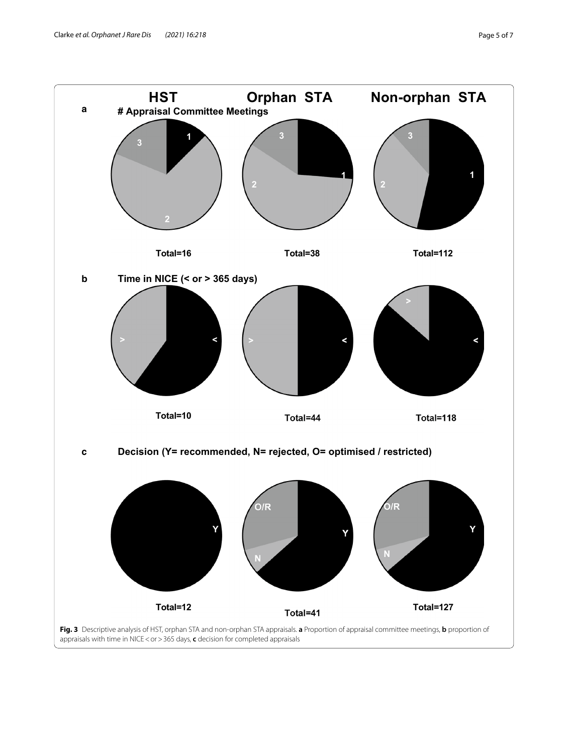**Fig. 3** Descriptive analysis of HST, orphan STA and non-orphan STA appraisals. **a** Proportion of appraisal committee meetings, **b** proportion of appraisals with time in NICE < or > 365 days, **c** decision for completed appraisals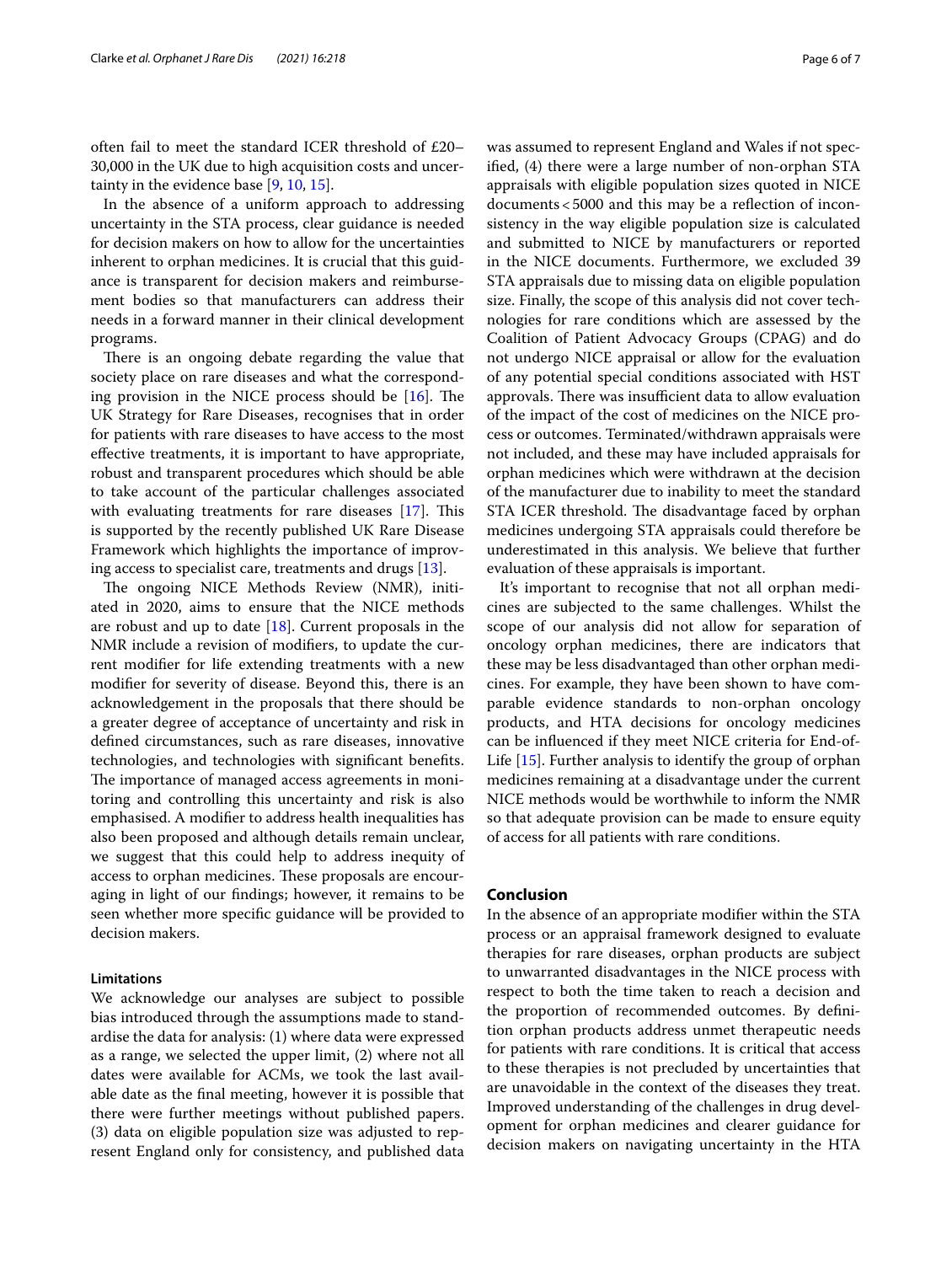often fail to meet the standard ICER threshold of £20–30,000 in the UK due to high acquisition costs and uncertainty in the evidence base [9, 10, 15].

In the absence of a uniform approach to addressing uncertainty in the STA process, clear guidance is needed for decision makers on how to allow for the uncertainties inherent to orphan medicines. It is crucial that this guidance is transparent for decision makers and reimbursement bodies so that manufacturers can address their needs in a forward manner in their clinical development programs.

There is an ongoing debate regarding the value that society place on rare diseases and what the corresponding provision in the NICE process should be [16]. The UK Strategy for Rare Diseases, recognises that in order for patients with rare diseases to have access to the most effective treatments, it is important to have appropriate, robust and transparent procedures which should be able to take account of the particular challenges associated with evaluating treatments for rare diseases [17]. This is supported by the recently published UK Rare Disease Framework which highlights the importance of improving access to specialist care, treatments and drugs [13].

The ongoing NICE Methods Review (NMR), initiated in 2020, aims to ensure that the NICE methods are robust and up to date [18]. Current proposals in the NMR include a revision of modifiers, to update the current modifier for life extending treatments with a new modifier for severity of disease. Beyond this, there is an acknowledgement in the proposals that there should be a greater degree of acceptance of uncertainty and risk in defined circumstances, such as rare diseases, innovative technologies, and technologies with significant benefits. The importance of managed access agreements in monitoring and controlling this uncertainty and risk is also emphasised. A modifier to address health inequalities has also been proposed and although details remain unclear, we suggest that this could help to address inequity of access to orphan medicines. These proposals are encouraging in light of our findings; however, it remains to be seen whether more specific guidance will be provided to decision makers.

### Limitations

We acknowledge our analyses are subject to possible bias introduced through the assumptions made to standardise the data for analysis: (1) where data were expressed as a range, we selected the upper limit, (2) where not all dates were available for ACMs, we took the last available date as the final meeting, however it is possible that there were further meetings without published papers. (3) data on eligible population size was adjusted to represent England only for consistency, and published data was assumed to represent England and Wales if not specified, (4) there were a large number of non-orphan STA appraisals with eligible population sizes quoted in NICE documents < 5000 and this may be a reflection of inconsistency in the way eligible population size is calculated and submitted to NICE by manufacturers or reported in the NICE documents. Furthermore, we excluded 39 STA appraisals due to missing data on eligible population size. Finally, the scope of this analysis did not cover technologies for rare conditions which are assessed by the Coalition of Patient Advocacy Groups (CPAG) and do not undergo NICE appraisal or allow for the evaluation of any potential special conditions associated with HST approvals. There was insufficient data to allow evaluation of the impact of the cost of medicines on the NICE process or outcomes. Terminated/withdrawn appraisals were not included, and these may have included appraisals for orphan medicines which were withdrawn at the decision of the manufacturer due to inability to meet the standard STA ICER threshold. The disadvantage faced by orphan medicines undergoing STA appraisals could therefore be underestimated in this analysis. We believe that further evaluation of these appraisals is important.

It's important to recognise that not all orphan medicines are subjected to the same challenges. Whilst the scope of our analysis did not allow for separation of oncology orphan medicines, there are indicators that these may be less disadvantaged than other orphan medicines. For example, they have been shown to have comparable evidence standards to non-orphan oncology products, and HTA decisions for oncology medicines can be influenced if they meet NICE criteria for End-of-Life [15]. Further analysis to identify the group of orphan medicines remaining at a disadvantage under the current NICE methods would be worthwhile to inform the NMR so that adequate provision can be made to ensure equity of access for all patients with rare conditions.

## Conclusion

In the absence of an appropriate modifier within the STA process or an appraisal framework designed to evaluate therapies for rare diseases, orphan products are subject to unwarranted disadvantages in the NICE process with respect to both the time taken to reach a decision and the proportion of recommended outcomes. By definition orphan products address unmet therapeutic needs for patients with rare conditions. It is critical that access to these therapies is not precluded by uncertainties that are unavoidable in the context of the diseases they treat. Improved understanding of the challenges in drug development for orphan medicines and clearer guidance for decision makers on navigating uncertainty in the HTA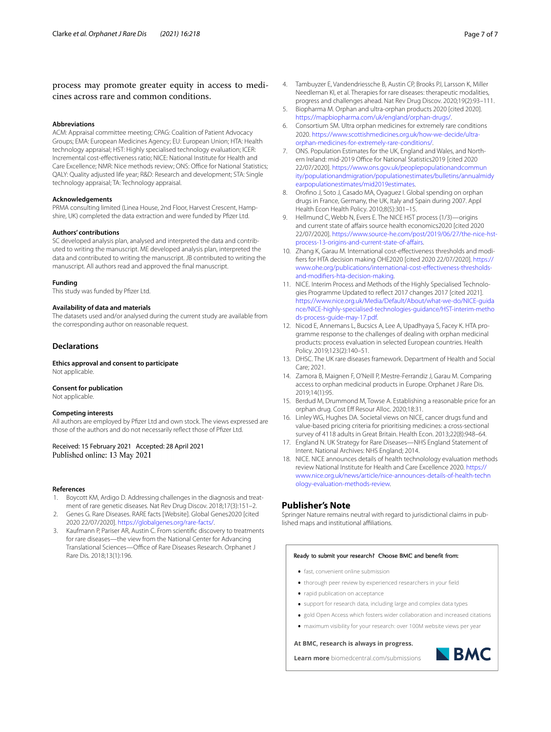process may promote greater equity in access to medicines across rare and common conditions.

### Abbreviations

ACM: Appraisal committee meeting; CPAG: Coalition of Patient Advocacy Groups; EMA: European Medicines Agency; EU: European Union; HTA: Health technology appraisal; HST: Highly specialised technology evaluation; ICER: Incremental cost-effectiveness ratio; NICE: National Institute for Health and Care Excellence; NMR: Nice methods review; ONS: Office for National Statistics; QALY: Quality adjusted life year; R&D: Research and development; STA: Single technology appraisal; TA: Technology appraisal.

### Acknowledgements

PRMA consulting limited (Linea House, 2nd Floor, Harvest Crescent, Hampshire, UK) completed the data extraction and were funded by Pfizer Ltd.

### Authors' contributions

SC developed analysis plan, analysed and interpreted the data and contributed to writing the manuscript. ME developed analysis plan, interpreted the data and contributed to writing the manuscript. JB contributed to writing the manuscript. All authors read and approved the final manuscript.

### Funding

This study was funded by Pfizer Ltd.

### Availability of data and materials

The datasets used and/or analysed during the current study are available from the corresponding author on reasonable request.

## Declarations

### Ethics approval and consent to participate

Not applicable.

### Consent for publication

Not applicable.

### Competing interests

All authors are employed by Pfizer Ltd and own stock. The views expressed are those of the authors and do not necessarily reflect those of Pfizer Ltd.

Received: 15 February 2021 Accepted: 28 April 2021
Published online: 13 May 2021

### References

1. Boycott KM, Ardigo D. Addressing challenges in the diagnosis and treatment of rare genetic diseases. Nat Rev Drug Discov. 2018;17(3):151–2.
2. Genes G. Rare Diseases. RARE facts [Website]. Global Genes2020 [cited 2020 22/07/2020]. https://globalgenes.org/rare-facts/.
3. Kaufmann P, Pariser AR, Austin C. From scientific discovery to treatments for rare diseases—the view from the National Center for Advancing Translational Sciences—Office of Rare Diseases Research. Orphanet J Rare Dis. 2018;13(1):196.
4. Tambuyzer E, Vandendriessche B, Austin CP, Brooks PJ, Larsson K, Miller Needleman KI, et al. Therapies for rare diseases: therapeutic modalities, progress and challenges ahead. Nat Rev Drug Discov. 2020;19(2):93–111.
5. Biopharma M. Orphan and ultra-orphan products 2020 [cited 2020]. https://mapbiopharma.com/uk/england/orphan-drugs/.
6. Consortium SM. Ultra orphan medicines for extremely rare conditions 2020. https://www.scottishmedicines.org.uk/how-we-decide/ultra-orphan-medicines-for-extremely-rare-conditions/.
7. ONS. Population Estimates for the UK, England and Wales, and Northern Ireland: mid-2019 Office for National Statistics2019 [cited 2020 22/07/2020]. https://www.ons.gov.uk/peoplepopulationandcommunity/populationandmigration/populationestimates/bulletins/annualmidyearpopulationestimates/mid2019estimates.
8. Orofino J, Soto J, Casado MA, Oyaguez I. Global spending on orphan drugs in France, Germany, the UK, Italy and Spain during 2007. Appl Health Econ Health Policy. 2010;8(5):301–15.
9. Hellmund C, Webb N, Evers E. The NICE HST process (1/3)—origins and current state of affairs source health economics2020 [cited 2020 22/07/2020]. https://www.source-he.com/post/2019/06/27/the-nice-hst-process-13-origins-and-current-state-of-affairs.
10. Zhang K, Garau M. International cost-effectiveness thresholds and modifiers for HTA decision making OHE2020 [cited 2020 22/07/2020]. https://www.ohe.org/publications/international-cost-effectiveness-thresholds-and-modifiers-hta-decision-making.
11. NICE. Interim Process and Methods of the Highly Specialised Technologies Programme Updated to reflect 2017 changes 2017 [cited 2021]. https://www.nice.org.uk/Media/Default/About/what-we-do/NICE-guidance/NICE-highly-specialised-technologies-guidance/HST-interim-methods-process-guide-may-17.pdf.
12. Nicod E, Annemans L, Bucsics A, Lee A, Upadhyaya S, Facey K. HTA programme response to the challenges of dealing with orphan medicinal products: process evaluation in selected European countries. Health Policy. 2019;123(2):140–51.
13. DHSC. The UK rare diseases framework. Department of Health and Social Care; 2021.
14. Zamora B, Maignen F, O'Neill P, Mestre-Ferrandiz J, Garau M. Comparing access to orphan medicinal products in Europe. Orphanet J Rare Dis. 2019;14(1):95.
15. Berdud M, Drummond M, Towse A. Establishing a reasonable price for an orphan drug. Cost Eff Resour Alloc. 2020;18:31.
16. Linley WG, Hughes DA. Societal views on NICE, cancer drugs fund and value-based pricing criteria for prioritising medicines: a cross-sectional survey of 4118 adults in Great Britain. Health Econ. 2013;22(8):948–64.
17. England N. UK Strategy for Rare Diseases—NHS England Statement of Intent. National Archives: NHS England; 2014.
18. NICE. NICE announces details of health technolology evaluation methods review National Institute for Health and Care Excellence 2020. https://www.nice.org.uk/news/article/nice-announces-details-of-health-technology-evaluation-methods-review.

## Publisher's Note

Springer Nature remains neutral with regard to jurisdictional claims in published maps and institutional affiliations.

Ready to submit your research? Choose BMC and benefit from:

- fast, convenient online submission
- thorough peer review by experienced researchers in your field
- rapid publication on acceptance
- support for research data, including large and complex data types
- gold Open Access which fosters wider collaboration and increased citations
- maximum visibility for your research: over 100M website views per year

**At BMC, research is always in progress.**

**Learn more** biomedcentral.com/submissions

BMC